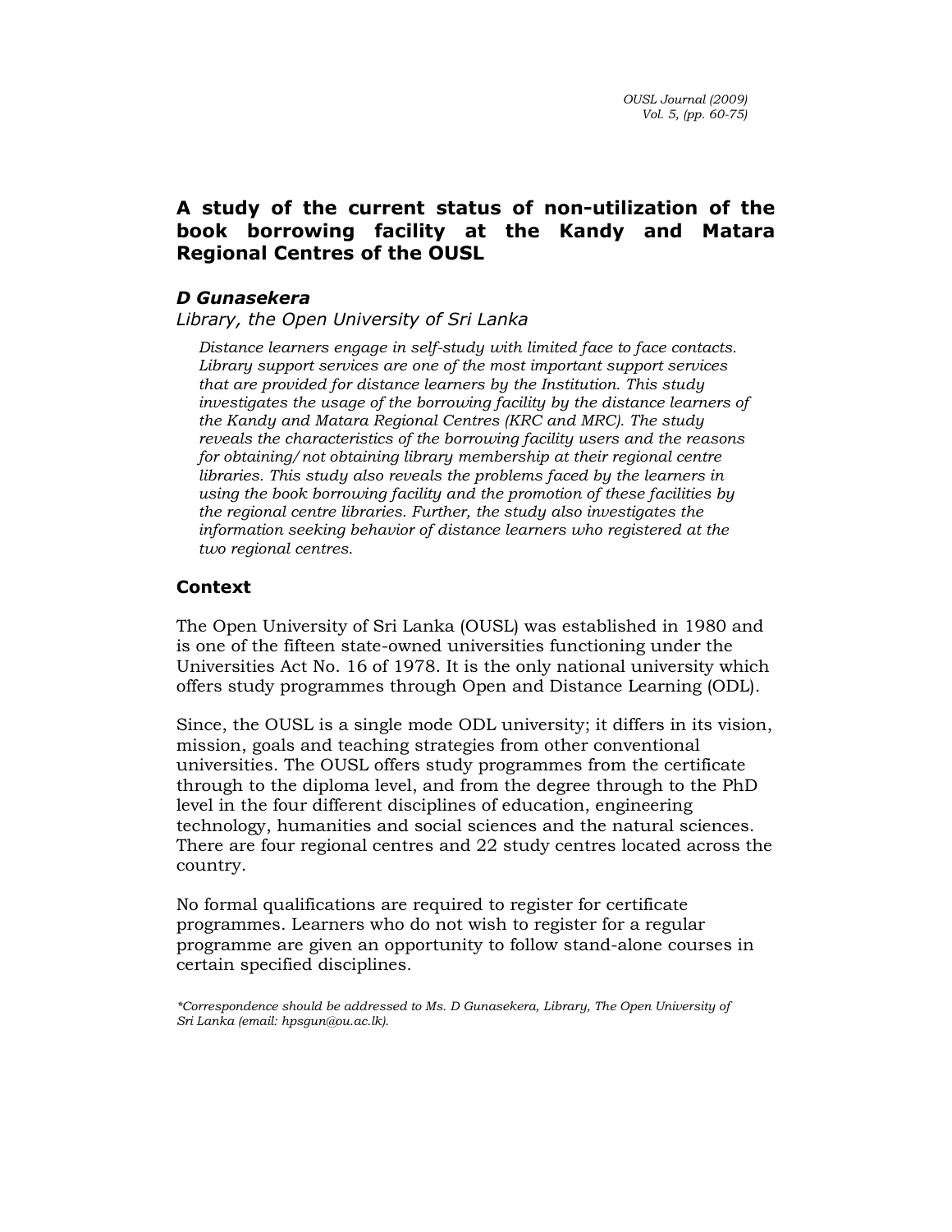# A study of the current status of non-utilization of the book borrowing facility at the Kandy and Matara Regional Centres of the OUSL

***D Gunasekera***

*Library, the Open University of Sri Lanka*

*Distance learners engage in self-study with limited face to face contacts. Library support services are one of the most important support services that are provided for distance learners by the Institution. This study investigates the usage of the borrowing facility by the distance learners of the Kandy and Matara Regional Centres (KRC and MRC). The study reveals the characteristics of the borrowing facility users and the reasons for obtaining/ not obtaining library membership at their regional centre libraries. This study also reveals the problems faced by the learners in using the book borrowing facility and the promotion of these facilities by the regional centre libraries. Further, the study also investigates the information seeking behavior of distance learners who registered at the two regional centres.*

## Context

The Open University of Sri Lanka (OUSL) was established in 1980 and is one of the fifteen state-owned universities functioning under the Universities Act No. 16 of 1978. It is the only national university which offers study programmes through Open and Distance Learning (ODL).

Since, the OUSL is a single mode ODL university; it differs in its vision, mission, goals and teaching strategies from other conventional universities. The OUSL offers study programmes from the certificate through to the diploma level, and from the degree through to the PhD level in the four different disciplines of education, engineering technology, humanities and social sciences and the natural sciences. There are four regional centres and 22 study centres located across the country.

No formal qualifications are required to register for certificate programmes. Learners who do not wish to register for a regular programme are given an opportunity to follow stand-alone courses in certain specified disciplines.

*\*Correspondence should be addressed to Ms. D Gunasekera, Library, The Open University of Sri Lanka (email: hpsgun@ou.ac.lk).*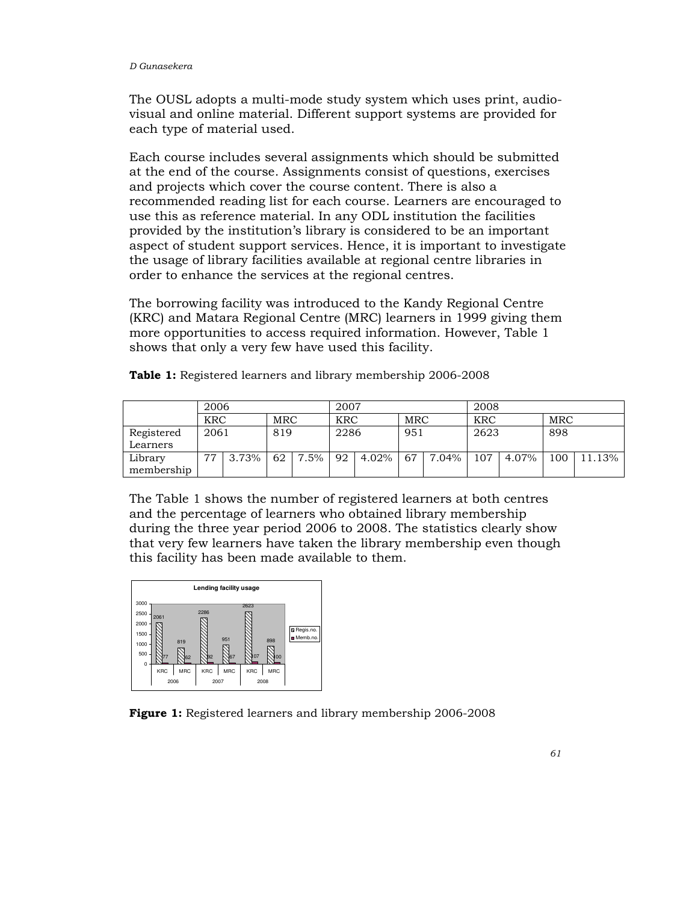The OUSL adopts a multi-mode study system which uses print, audio-visual and online material. Different support systems are provided for each type of material used.

Each course includes several assignments which should be submitted at the end of the course. Assignments consist of questions, exercises and projects which cover the course content. There is also a recommended reading list for each course. Learners are encouraged to use this as reference material. In any ODL institution the facilities provided by the institution's library is considered to be an important aspect of student support services. Hence, it is important to investigate the usage of library facilities available at regional centre libraries in order to enhance the services at the regional centres.

The borrowing facility was introduced to the Kandy Regional Centre (KRC) and Matara Regional Centre (MRC) learners in 1999 giving them more opportunities to access required information. However, Table 1 shows that only a very few have used this facility.

**Table 1:** Registered learners and library membership 2006-2008

| | 2006 | | | | 2007 | | | | 2008 | | | |
|---|---|---|---|---|---|---|---|---|---|---|---|---|
| | KRC | | MRC | | KRC | | MRC | | KRC | | MRC | |
| Registered Learners | 2061 | | 819 | | 2286 | | 951 | | 2623 | | 898 | |
| Library membership | 77 | 3.73% | 62 | 7.5% | 92 | 4.02% | 67 | 7.04% | 107 | 4.07% | 100 | 11.13% |

The Table 1 shows the number of registered learners at both centres and the percentage of learners who obtained library membership during the three year period 2006 to 2008. The statistics clearly show that very few learners have taken the library membership even though this facility has been made available to them.

**Figure 1:** Registered learners and library membership 2006-2008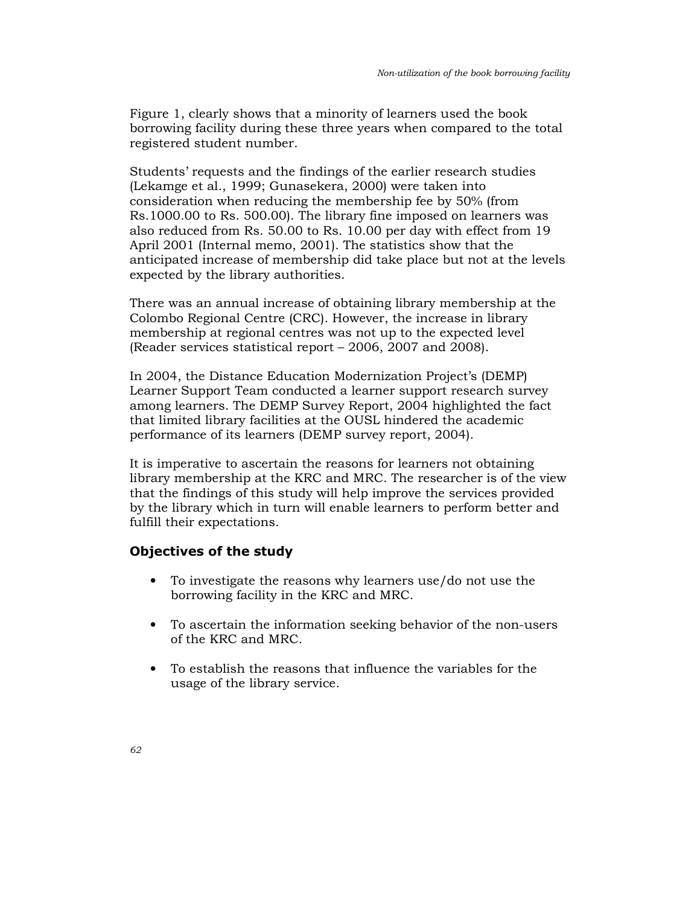Figure 1, clearly shows that a minority of learners used the book borrowing facility during these three years when compared to the total registered student number.

Students' requests and the findings of the earlier research studies (Lekamge et al., 1999; Gunasekera, 2000) were taken into consideration when reducing the membership fee by 50% (from Rs.1000.00 to Rs. 500.00). The library fine imposed on learners was also reduced from Rs. 50.00 to Rs. 10.00 per day with effect from 19 April 2001 (Internal memo, 2001). The statistics show that the anticipated increase of membership did take place but not at the levels expected by the library authorities.

There was an annual increase of obtaining library membership at the Colombo Regional Centre (CRC). However, the increase in library membership at regional centres was not up to the expected level (Reader services statistical report – 2006, 2007 and 2008).

In 2004, the Distance Education Modernization Project's (DEMP) Learner Support Team conducted a learner support research survey among learners. The DEMP Survey Report, 2004 highlighted the fact that limited library facilities at the OUSL hindered the academic performance of its learners (DEMP survey report, 2004).

It is imperative to ascertain the reasons for learners not obtaining library membership at the KRC and MRC. The researcher is of the view that the findings of this study will help improve the services provided by the library which in turn will enable learners to perform better and fulfill their expectations.

## Objectives of the study

- To investigate the reasons why learners use/do not use the borrowing facility in the KRC and MRC.
- To ascertain the information seeking behavior of the non-users of the KRC and MRC.
- To establish the reasons that influence the variables for the usage of the library service.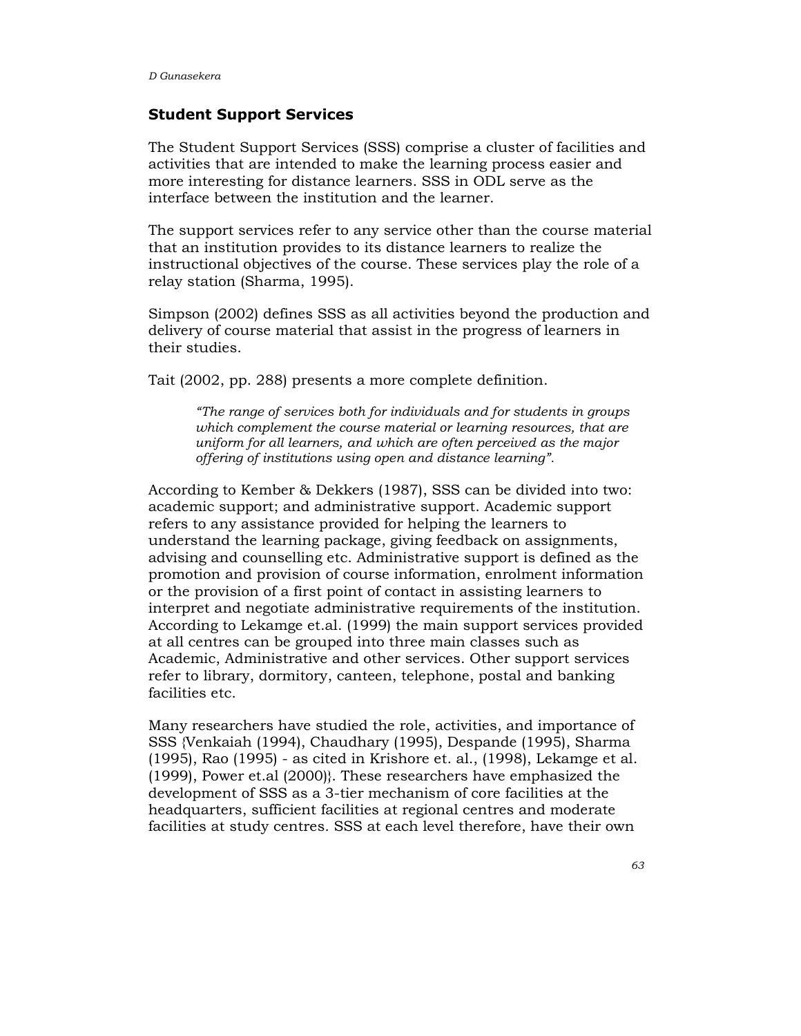## Student Support Services

The Student Support Services (SSS) comprise a cluster of facilities and activities that are intended to make the learning process easier and more interesting for distance learners. SSS in ODL serve as the interface between the institution and the learner.

The support services refer to any service other than the course material that an institution provides to its distance learners to realize the instructional objectives of the course. These services play the role of a relay station (Sharma, 1995).

Simpson (2002) defines SSS as all activities beyond the production and delivery of course material that assist in the progress of learners in their studies.

Tait (2002, pp. 288) presents a more complete definition.

> *"The range of services both for individuals and for students in groups which complement the course material or learning resources, that are uniform for all learners, and which are often perceived as the major offering of institutions using open and distance learning".*

According to Kember & Dekkers (1987), SSS can be divided into two: academic support; and administrative support. Academic support refers to any assistance provided for helping the learners to understand the learning package, giving feedback on assignments, advising and counselling etc. Administrative support is defined as the promotion and provision of course information, enrolment information or the provision of a first point of contact in assisting learners to interpret and negotiate administrative requirements of the institution. According to Lekamge et.al. (1999) the main support services provided at all centres can be grouped into three main classes such as Academic, Administrative and other services. Other support services refer to library, dormitory, canteen, telephone, postal and banking facilities etc.

Many researchers have studied the role, activities, and importance of SSS {Venkaiah (1994), Chaudhary (1995), Despande (1995), Sharma (1995), Rao (1995) - as cited in Krishore et. al., (1998), Lekamge et al. (1999), Power et.al (2000)}. These researchers have emphasized the development of SSS as a 3-tier mechanism of core facilities at the headquarters, sufficient facilities at regional centres and moderate facilities at study centres. SSS at each level therefore, have their own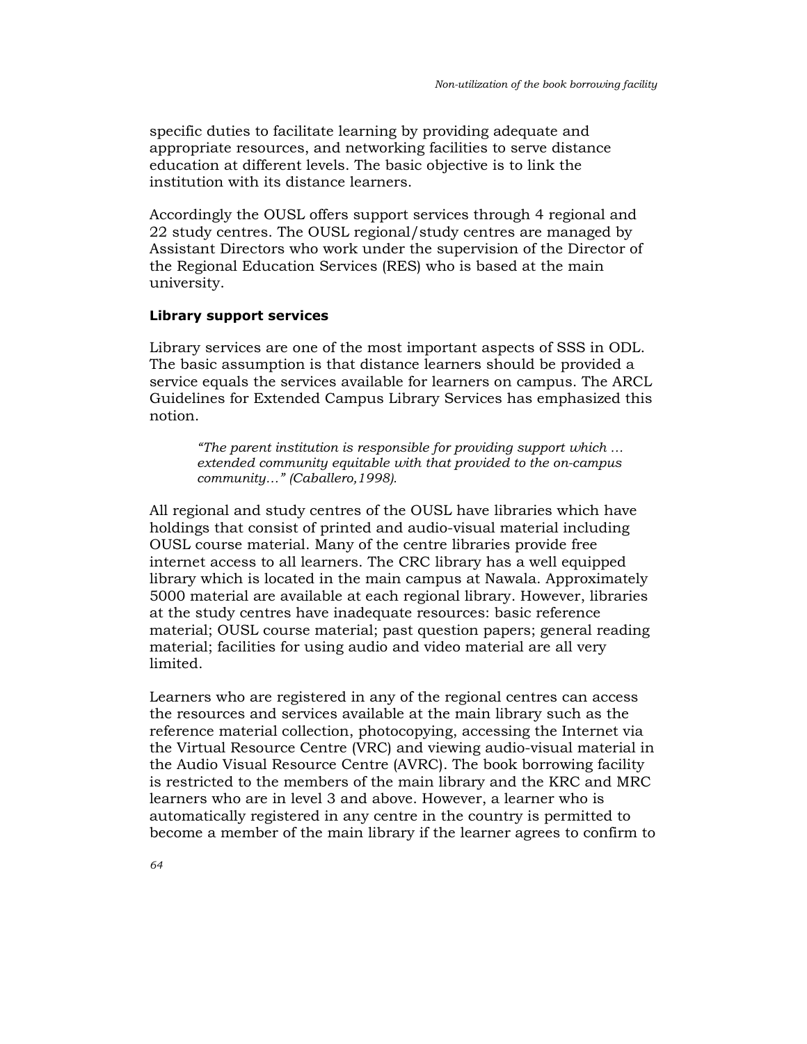specific duties to facilitate learning by providing adequate and appropriate resources, and networking facilities to serve distance education at different levels. The basic objective is to link the institution with its distance learners.

Accordingly the OUSL offers support services through 4 regional and 22 study centres. The OUSL regional/study centres are managed by Assistant Directors who work under the supervision of the Director of the Regional Education Services (RES) who is based at the main university.

### Library support services

Library services are one of the most important aspects of SSS in ODL. The basic assumption is that distance learners should be provided a service equals the services available for learners on campus. The ARCL Guidelines for Extended Campus Library Services has emphasized this notion.

> *"The parent institution is responsible for providing support which … extended community equitable with that provided to the on-campus community…" (Caballero,1998).*

All regional and study centres of the OUSL have libraries which have holdings that consist of printed and audio-visual material including OUSL course material. Many of the centre libraries provide free internet access to all learners. The CRC library has a well equipped library which is located in the main campus at Nawala. Approximately 5000 material are available at each regional library. However, libraries at the study centres have inadequate resources: basic reference material; OUSL course material; past question papers; general reading material; facilities for using audio and video material are all very limited.

Learners who are registered in any of the regional centres can access the resources and services available at the main library such as the reference material collection, photocopying, accessing the Internet via the Virtual Resource Centre (VRC) and viewing audio-visual material in the Audio Visual Resource Centre (AVRC). The book borrowing facility is restricted to the members of the main library and the KRC and MRC learners who are in level 3 and above. However, a learner who is automatically registered in any centre in the country is permitted to become a member of the main library if the learner agrees to confirm to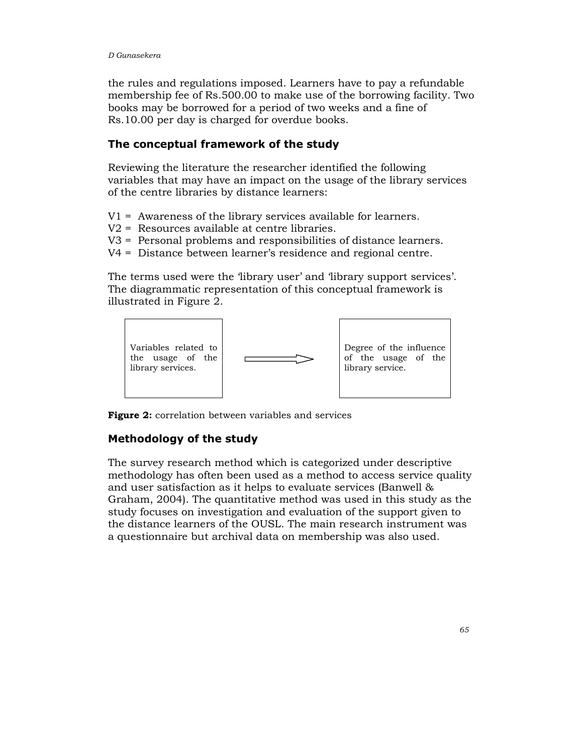the rules and regulations imposed. Learners have to pay a refundable membership fee of Rs.500.00 to make use of the borrowing facility. Two books may be borrowed for a period of two weeks and a fine of Rs.10.00 per day is charged for overdue books.

## The conceptual framework of the study

Reviewing the literature the researcher identified the following variables that may have an impact on the usage of the library services of the centre libraries by distance learners:

V1 = Awareness of the library services available for learners.
V2 = Resources available at centre libraries.
V3 = Personal problems and responsibilities of distance learners.
V4 = Distance between learner's residence and regional centre.

The terms used were the 'library user' and 'library support services'. The diagrammatic representation of this conceptual framework is illustrated in Figure 2.

Variables related to the usage of the library services. ⟹ Degree of the influence of the usage of the library service.

**Figure 2:** correlation between variables and services

## Methodology of the study

The survey research method which is categorized under descriptive methodology has often been used as a method to access service quality and user satisfaction as it helps to evaluate services (Banwell & Graham, 2004). The quantitative method was used in this study as the study focuses on investigation and evaluation of the support given to the distance learners of the OUSL. The main research instrument was a questionnaire but archival data on membership was also used.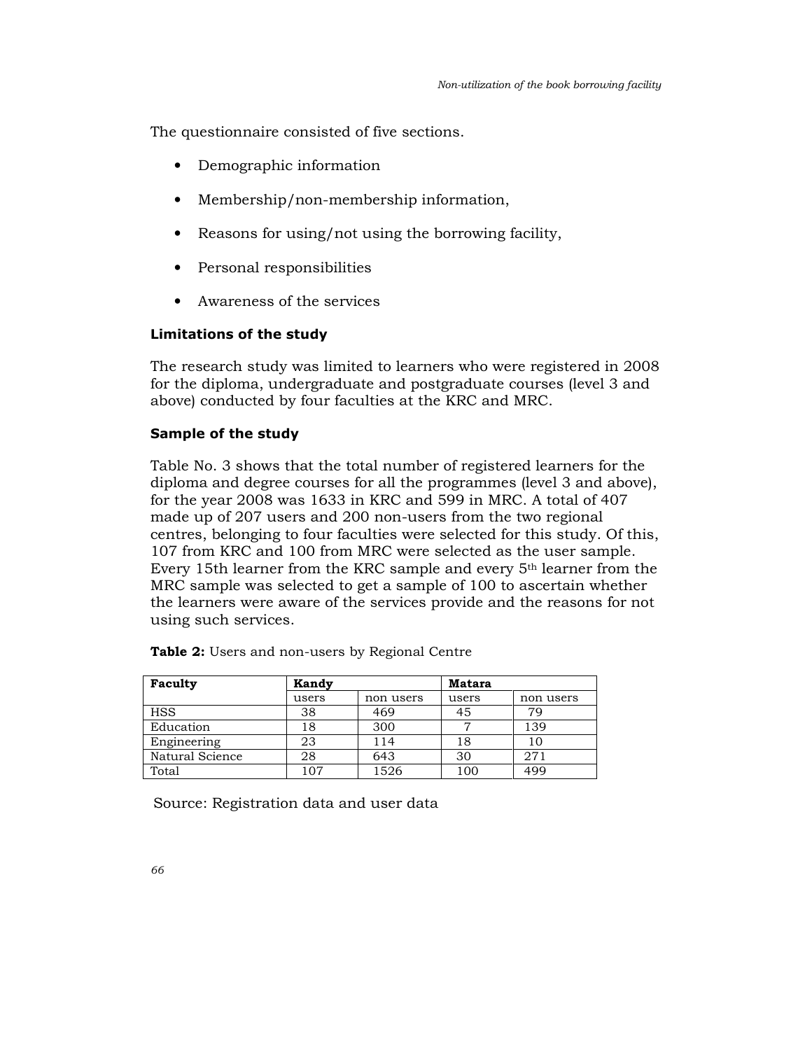The questionnaire consisted of five sections.

- Demographic information
- Membership/non-membership information,
- Reasons for using/not using the borrowing facility,
- Personal responsibilities
- Awareness of the services

### Limitations of the study

The research study was limited to learners who were registered in 2008 for the diploma, undergraduate and postgraduate courses (level 3 and above) conducted by four faculties at the KRC and MRC.

### Sample of the study

Table No. 3 shows that the total number of registered learners for the diploma and degree courses for all the programmes (level 3 and above), for the year 2008 was 1633 in KRC and 599 in MRC. A total of 407 made up of 207 users and 200 non-users from the two regional centres, belonging to four faculties were selected for this study. Of this, 107 from KRC and 100 from MRC were selected as the user sample. Every 15th learner from the KRC sample and every 5th learner from the MRC sample was selected to get a sample of 100 to ascertain whether the learners were aware of the services provide and the reasons for not using such services.

**Table 2:** Users and non-users by Regional Centre

| Faculty | Kandy | | Matara | |
|---|---|---|---|---|
| | users | non users | users | non users |
| HSS | 38 | 469 | 45 | 79 |
| Education | 18 | 300 | 7 | 139 |
| Engineering | 23 | 114 | 18 | 10 |
| Natural Science | 28 | 643 | 30 | 271 |
| Total | 107 | 1526 | 100 | 499 |

Source: Registration data and user data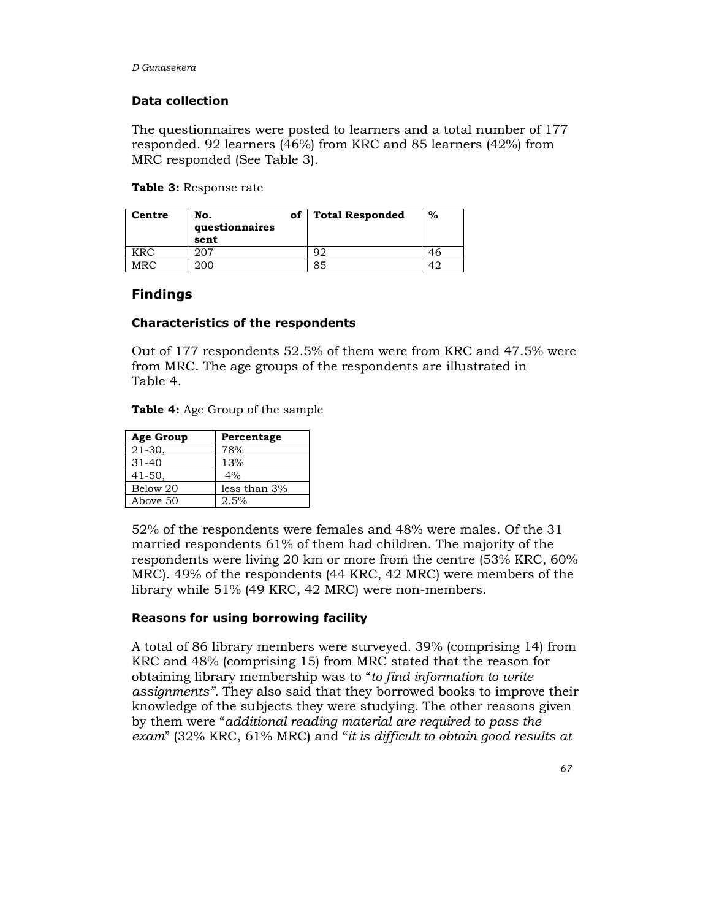## Data collection

The questionnaires were posted to learners and a total number of 177 responded. 92 learners (46%) from KRC and 85 learners (42%) from MRC responded (See Table 3).

**Table 3:** Response rate

| Centre | No. of questionnaires sent | Total Responded | % |
|---|---|---|---|
| KRC | 207 | 92 | 46 |
| MRC | 200 | 85 | 42 |

# Findings

## Characteristics of the respondents

Out of 177 respondents 52.5% of them were from KRC and 47.5% were from MRC. The age groups of the respondents are illustrated in Table 4.

**Table 4:** Age Group of the sample

| Age Group | Percentage |
|---|---|
| 21-30, | 78% |
| 31-40 | 13% |
| 41-50, | 4% |
| Below 20 | less than 3% |
| Above 50 | 2.5% |

52% of the respondents were females and 48% were males. Of the 31 married respondents 61% of them had children. The majority of the respondents were living 20 km or more from the centre (53% KRC, 60% MRC). 49% of the respondents (44 KRC, 42 MRC) were members of the library while 51% (49 KRC, 42 MRC) were non-members.

## Reasons for using borrowing facility

A total of 86 library members were surveyed. 39% (comprising 14) from KRC and 48% (comprising 15) from MRC stated that the reason for obtaining library membership was to "*to find information to write assignments"*. They also said that they borrowed books to improve their knowledge of the subjects they were studying. The other reasons given by them were "*additional reading material are required to pass the exam*" (32% KRC, 61% MRC) and "*it is difficult to obtain good results at*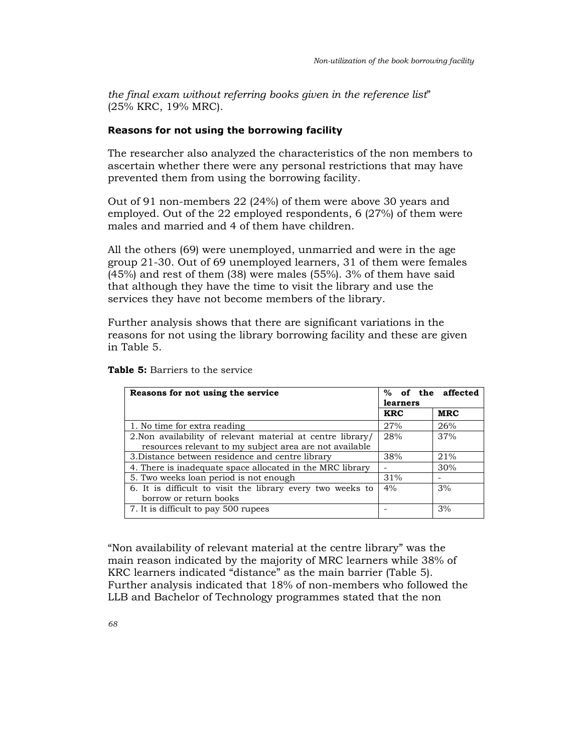*the final exam without referring books given in the reference list*" (25% KRC, 19% MRC).

### Reasons for not using the borrowing facility

The researcher also analyzed the characteristics of the non members to ascertain whether there were any personal restrictions that may have prevented them from using the borrowing facility.

Out of 91 non-members 22 (24%) of them were above 30 years and employed. Out of the 22 employed respondents, 6 (27%) of them were males and married and 4 of them have children.

All the others (69) were unemployed, unmarried and were in the age group 21-30. Out of 69 unemployed learners, 31 of them were females (45%) and rest of them (38) were males (55%). 3% of them have said that although they have the time to visit the library and use the services they have not become members of the library.

Further analysis shows that there are significant variations in the reasons for not using the library borrowing facility and these are given in Table 5.

**Table 5:** Barriers to the service

| Reasons for not using the service | % of the affected learners | |
|---|---|---|
| | **KRC** | **MRC** |
| 1. No time for extra reading | 27% | 26% |
| 2.Non availability of relevant material at centre library/ resources relevant to my subject area are not available | 28% | 37% |
| 3.Distance between residence and centre library | 38% | 21% |
| 4. There is inadequate space allocated in the MRC library | - | 30% |
| 5. Two weeks loan period is not enough | 31% | - |
| 6. It is difficult to visit the library every two weeks to borrow or return books | 4% | 3% |
| 7. It is difficult to pay 500 rupees | - | 3% |

"Non availability of relevant material at the centre library" was the main reason indicated by the majority of MRC learners while 38% of KRC learners indicated "distance" as the main barrier (Table 5). Further analysis indicated that 18% of non-members who followed the LLB and Bachelor of Technology programmes stated that the non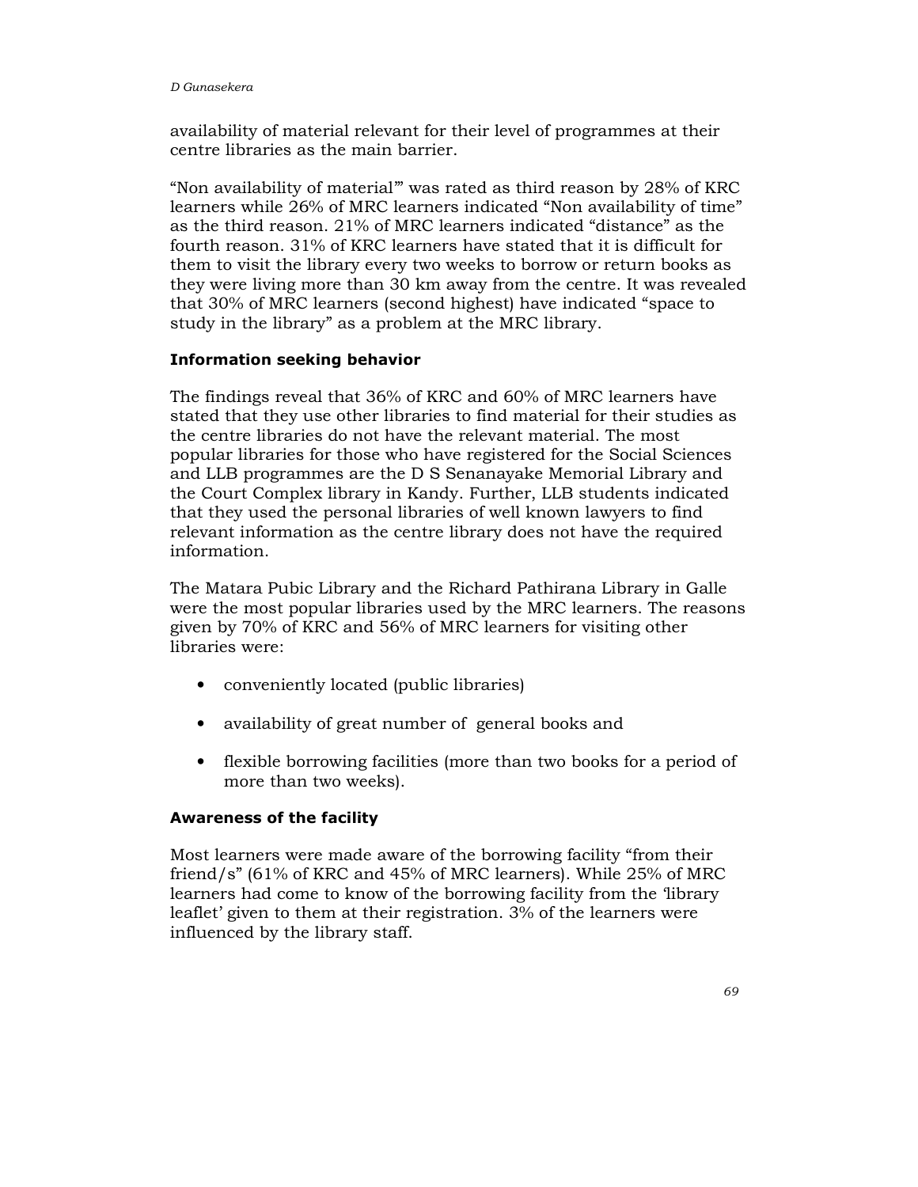availability of material relevant for their level of programmes at their centre libraries as the main barrier.

"Non availability of material'" was rated as third reason by 28% of KRC learners while 26% of MRC learners indicated "Non availability of time" as the third reason. 21% of MRC learners indicated "distance" as the fourth reason. 31% of KRC learners have stated that it is difficult for them to visit the library every two weeks to borrow or return books as they were living more than 30 km away from the centre. It was revealed that 30% of MRC learners (second highest) have indicated "space to study in the library" as a problem at the MRC library.

**Information seeking behavior**

The findings reveal that 36% of KRC and 60% of MRC learners have stated that they use other libraries to find material for their studies as the centre libraries do not have the relevant material. The most popular libraries for those who have registered for the Social Sciences and LLB programmes are the D S Senanayake Memorial Library and the Court Complex library in Kandy. Further, LLB students indicated that they used the personal libraries of well known lawyers to find relevant information as the centre library does not have the required information.

The Matara Pubic Library and the Richard Pathirana Library in Galle were the most popular libraries used by the MRC learners. The reasons given by 70% of KRC and 56% of MRC learners for visiting other libraries were:

- conveniently located (public libraries)
- availability of great number of general books and
- flexible borrowing facilities (more than two books for a period of more than two weeks).

**Awareness of the facility**

Most learners were made aware of the borrowing facility "from their friend/s" (61% of KRC and 45% of MRC learners). While 25% of MRC learners had come to know of the borrowing facility from the 'library leaflet' given to them at their registration. 3% of the learners were influenced by the library staff.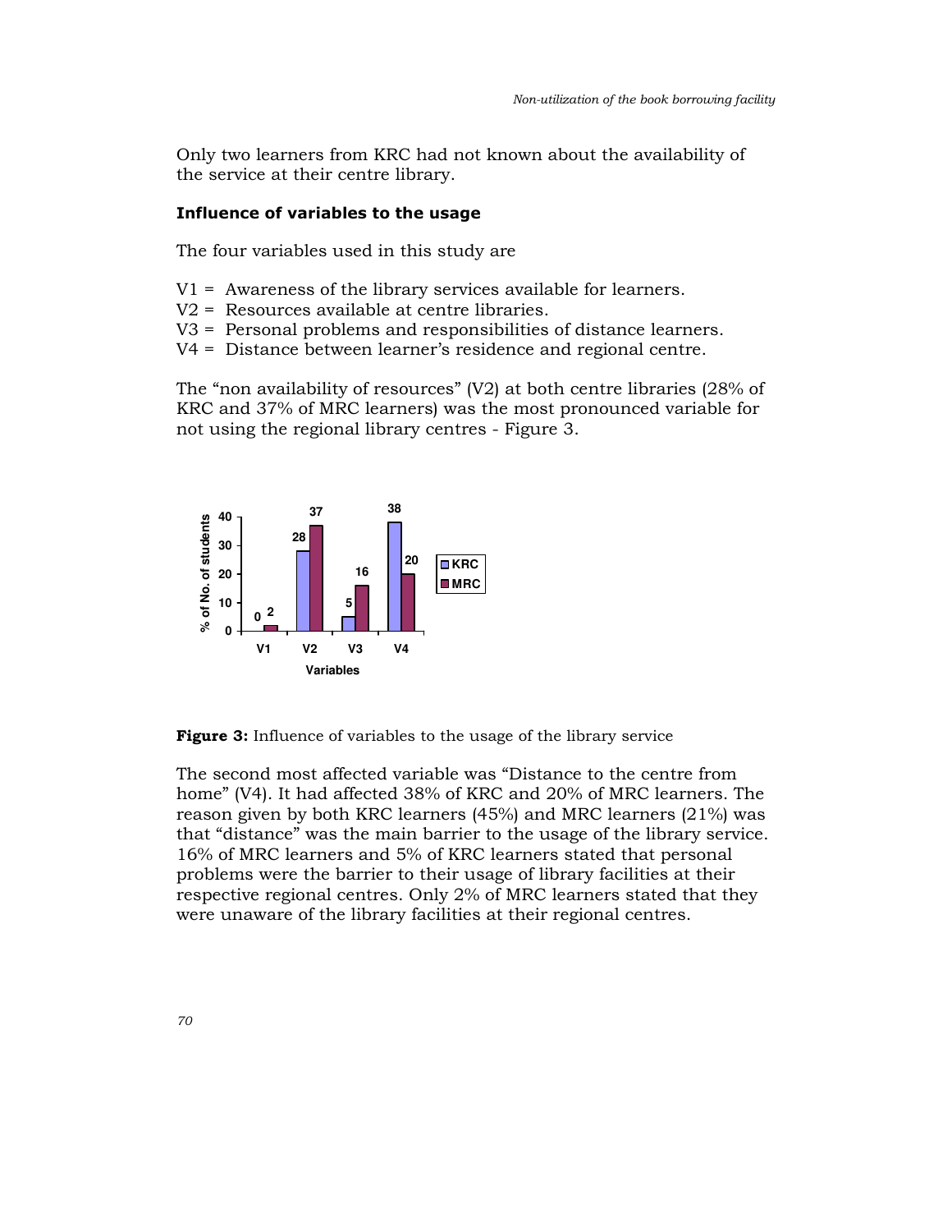Only two learners from KRC had not known about the availability of the service at their centre library.

### Influence of variables to the usage

The four variables used in this study are

V1 = Awareness of the library services available for learners.
V2 = Resources available at centre libraries.
V3 = Personal problems and responsibilities of distance learners.
V4 = Distance between learner's residence and regional centre.

The "non availability of resources" (V2) at both centre libraries (28% of KRC and 37% of MRC learners) was the most pronounced variable for not using the regional library centres - Figure 3.

**Figure 3:** Influence of variables to the usage of the library service

The second most affected variable was "Distance to the centre from home" (V4). It had affected 38% of KRC and 20% of MRC learners. The reason given by both KRC learners (45%) and MRC learners (21%) was that "distance" was the main barrier to the usage of the library service. 16% of MRC learners and 5% of KRC learners stated that personal problems were the barrier to their usage of library facilities at their respective regional centres. Only 2% of MRC learners stated that they were unaware of the library facilities at their regional centres.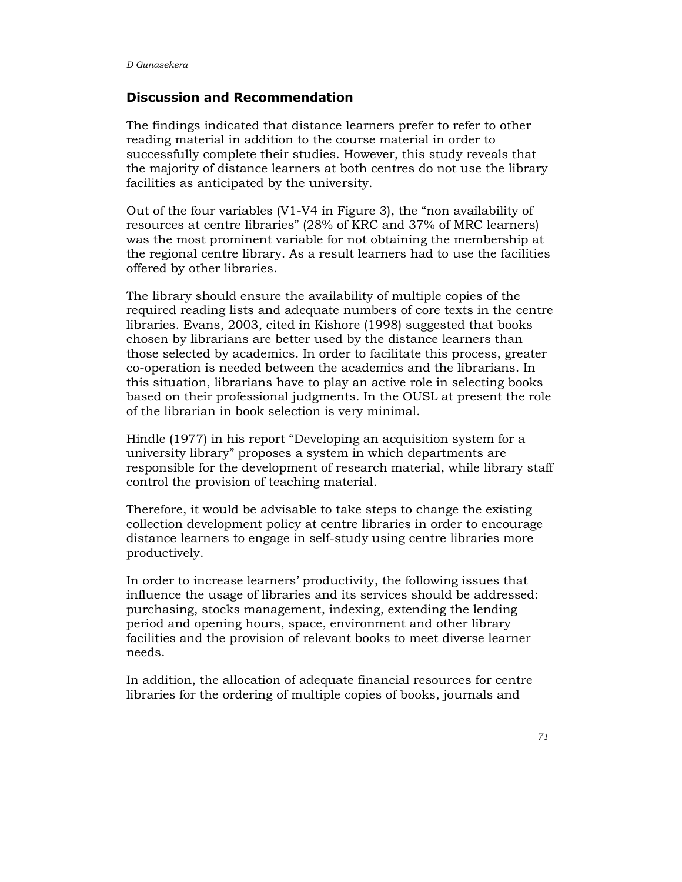## Discussion and Recommendation

The findings indicated that distance learners prefer to refer to other reading material in addition to the course material in order to successfully complete their studies. However, this study reveals that the majority of distance learners at both centres do not use the library facilities as anticipated by the university.

Out of the four variables (V1-V4 in Figure 3), the "non availability of resources at centre libraries" (28% of KRC and 37% of MRC learners) was the most prominent variable for not obtaining the membership at the regional centre library. As a result learners had to use the facilities offered by other libraries.

The library should ensure the availability of multiple copies of the required reading lists and adequate numbers of core texts in the centre libraries. Evans, 2003, cited in Kishore (1998) suggested that books chosen by librarians are better used by the distance learners than those selected by academics. In order to facilitate this process, greater co-operation is needed between the academics and the librarians. In this situation, librarians have to play an active role in selecting books based on their professional judgments. In the OUSL at present the role of the librarian in book selection is very minimal.

Hindle (1977) in his report "Developing an acquisition system for a university library" proposes a system in which departments are responsible for the development of research material, while library staff control the provision of teaching material.

Therefore, it would be advisable to take steps to change the existing collection development policy at centre libraries in order to encourage distance learners to engage in self-study using centre libraries more productively.

In order to increase learners' productivity, the following issues that influence the usage of libraries and its services should be addressed: purchasing, stocks management, indexing, extending the lending period and opening hours, space, environment and other library facilities and the provision of relevant books to meet diverse learner needs.

In addition, the allocation of adequate financial resources for centre libraries for the ordering of multiple copies of books, journals and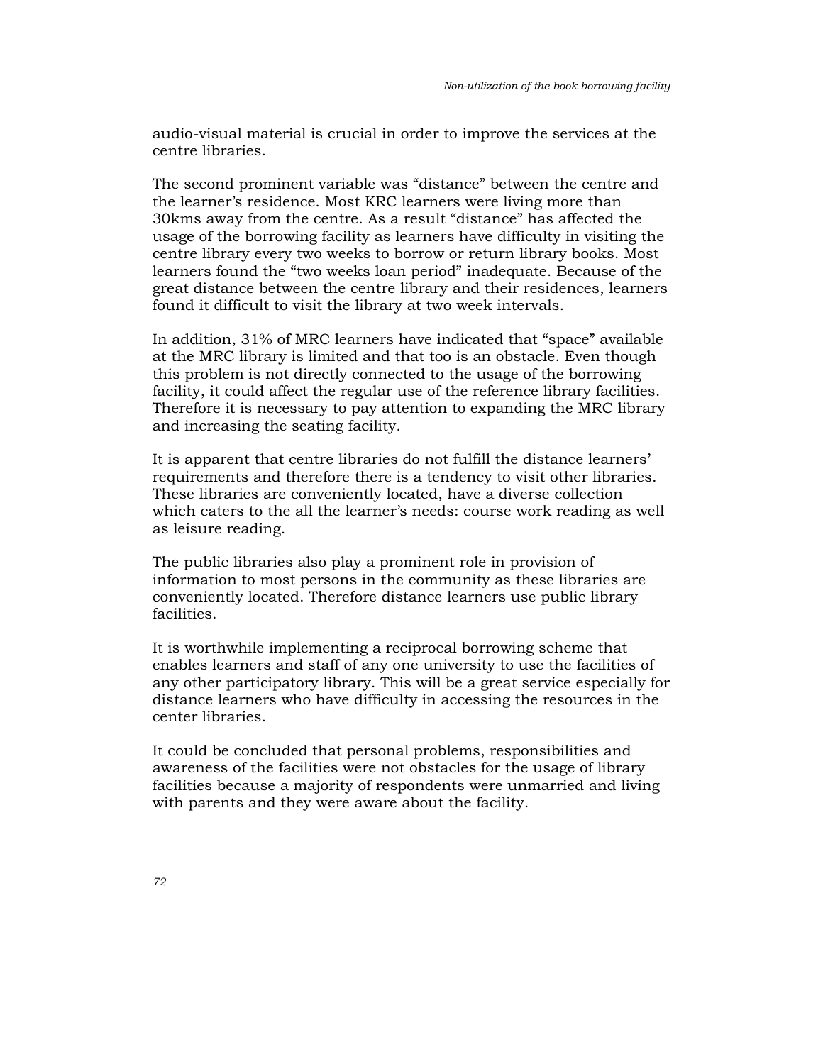audio-visual material is crucial in order to improve the services at the centre libraries.

The second prominent variable was “distance” between the centre and the learner’s residence. Most KRC learners were living more than 30kms away from the centre. As a result “distance” has affected the usage of the borrowing facility as learners have difficulty in visiting the centre library every two weeks to borrow or return library books. Most learners found the “two weeks loan period” inadequate. Because of the great distance between the centre library and their residences, learners found it difficult to visit the library at two week intervals.

In addition, 31% of MRC learners have indicated that “space” available at the MRC library is limited and that too is an obstacle. Even though this problem is not directly connected to the usage of the borrowing facility, it could affect the regular use of the reference library facilities. Therefore it is necessary to pay attention to expanding the MRC library and increasing the seating facility.

It is apparent that centre libraries do not fulfill the distance learners’ requirements and therefore there is a tendency to visit other libraries. These libraries are conveniently located, have a diverse collection which caters to the all the learner’s needs: course work reading as well as leisure reading.

The public libraries also play a prominent role in provision of information to most persons in the community as these libraries are conveniently located. Therefore distance learners use public library facilities.

It is worthwhile implementing a reciprocal borrowing scheme that enables learners and staff of any one university to use the facilities of any other participatory library. This will be a great service especially for distance learners who have difficulty in accessing the resources in the center libraries.

It could be concluded that personal problems, responsibilities and awareness of the facilities were not obstacles for the usage of library facilities because a majority of respondents were unmarried and living with parents and they were aware about the facility.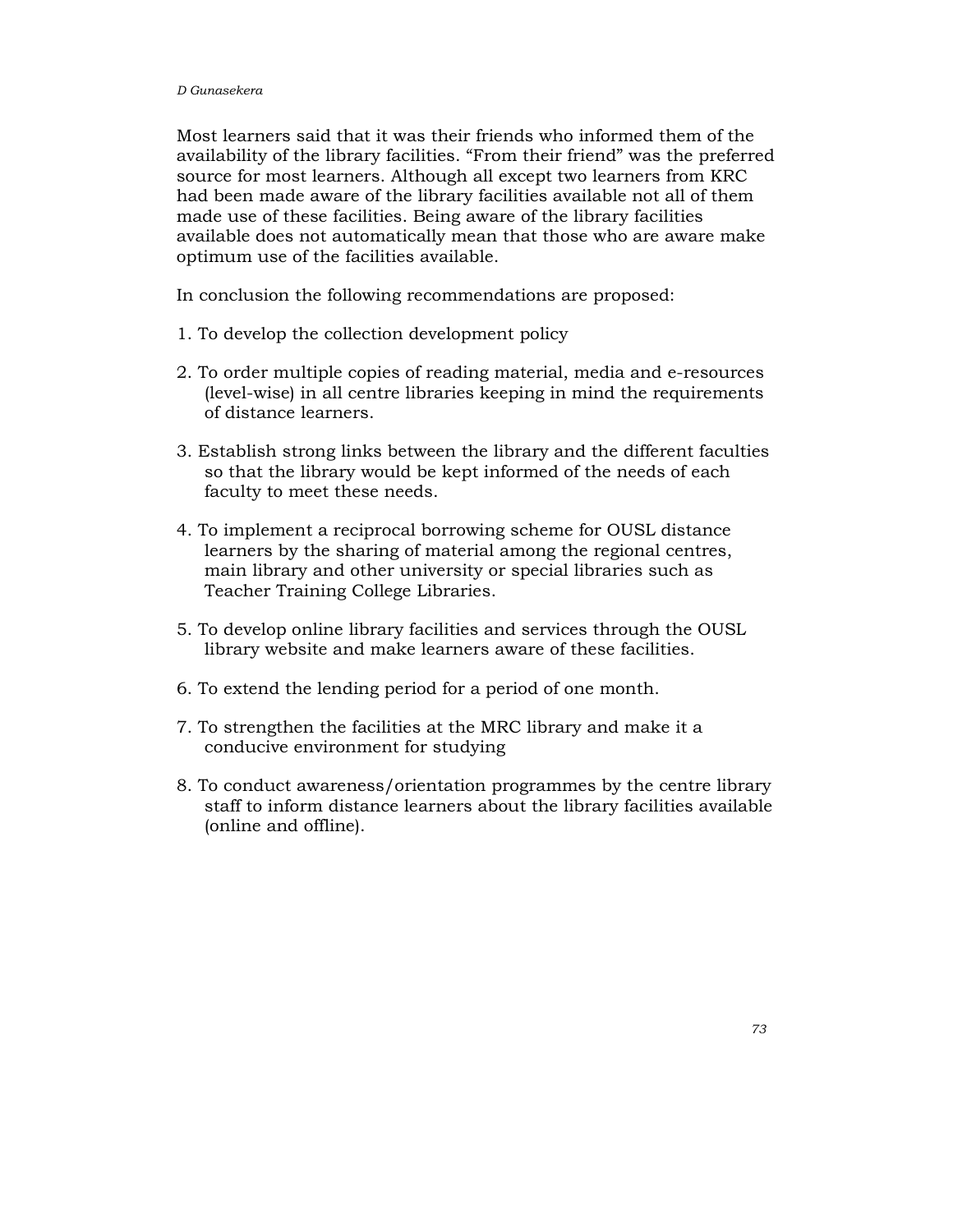Most learners said that it was their friends who informed them of the availability of the library facilities. “From their friend” was the preferred source for most learners. Although all except two learners from KRC had been made aware of the library facilities available not all of them made use of these facilities. Being aware of the library facilities available does not automatically mean that those who are aware make optimum use of the facilities available.

In conclusion the following recommendations are proposed:

1. To develop the collection development policy

2. To order multiple copies of reading material, media and e-resources (level-wise) in all centre libraries keeping in mind the requirements of distance learners.

3. Establish strong links between the library and the different faculties so that the library would be kept informed of the needs of each faculty to meet these needs.

4. To implement a reciprocal borrowing scheme for OUSL distance learners by the sharing of material among the regional centres, main library and other university or special libraries such as Teacher Training College Libraries.

5. To develop online library facilities and services through the OUSL library website and make learners aware of these facilities.

6. To extend the lending period for a period of one month.

7. To strengthen the facilities at the MRC library and make it a conducive environment for studying

8. To conduct awareness/orientation programmes by the centre library staff to inform distance learners about the library facilities available (online and offline).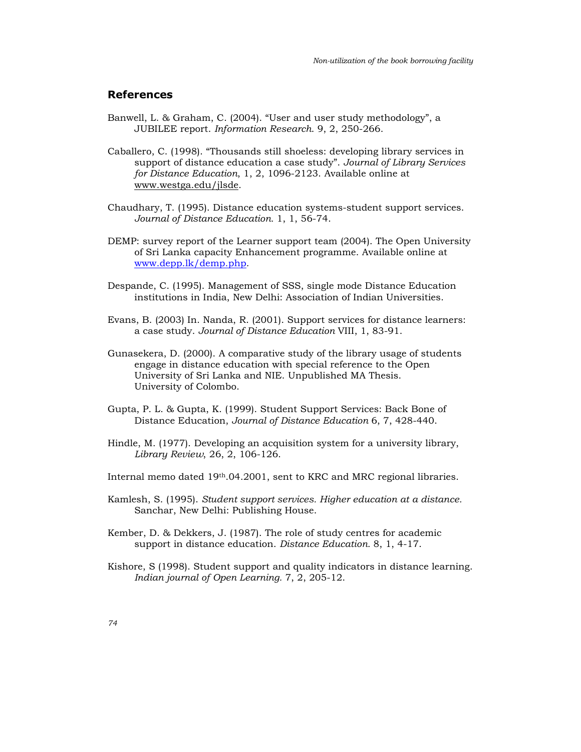## References

Banwell, L. & Graham, C. (2004). "User and user study methodology", a JUBILEE report. *Information Research*. 9, 2, 250-266.

Caballero, C. (1998). "Thousands still shoeless: developing library services in support of distance education a case study". *Journal of Library Services for Distance Education*, 1, 2, 1096-2123. Available online at www.westga.edu/jlsde.

Chaudhary, T. (1995). Distance education systems-student support services. *Journal of Distance Education.* 1, 1, 56-74.

DEMP: survey report of the Learner support team (2004). The Open University of Sri Lanka capacity Enhancement programme. Available online at www.depp.lk/demp.php.

Despande, C. (1995). Management of SSS, single mode Distance Education institutions in India, New Delhi: Association of Indian Universities.

Evans, B. (2003) In. Nanda, R. (2001). Support services for distance learners: a case study. *Journal of Distance Education* VIII, 1, 83-91.

Gunasekera, D. (2000). A comparative study of the library usage of students engage in distance education with special reference to the Open University of Sri Lanka and NIE. Unpublished MA Thesis. University of Colombo.

Gupta, P. L. & Gupta, K. (1999). Student Support Services: Back Bone of Distance Education, *Journal of Distance Education* 6, 7, 428-440.

Hindle, M. (1977). Developing an acquisition system for a university library, *Library Review*, 26, 2, 106-126.

Internal memo dated 19th.04.2001, sent to KRC and MRC regional libraries.

Kamlesh, S. (1995). *Student support services. Higher education at a distance.* Sanchar, New Delhi: Publishing House.

Kember, D. & Dekkers, J. (1987). The role of study centres for academic support in distance education. *Distance Education.* 8, 1, 4-17.

Kishore, S (1998). Student support and quality indicators in distance learning. *Indian journal of Open Learning.* 7, 2, 205-12.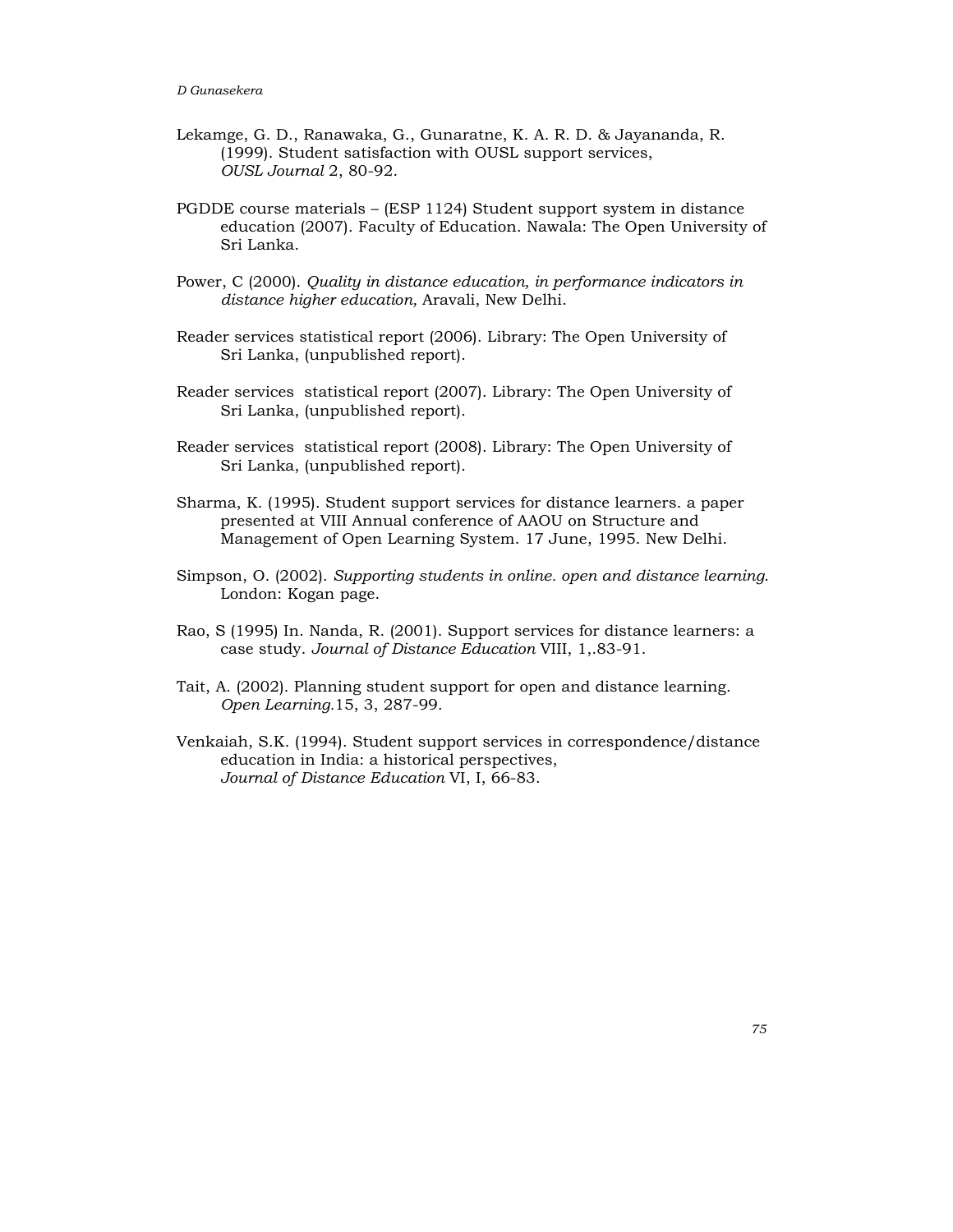Lekamge, G. D., Ranawaka, G., Gunaratne, K. A. R. D. & Jayananda, R. (1999). Student satisfaction with OUSL support services, *OUSL Journal* 2, 80-92.

PGDDE course materials – (ESP 1124) Student support system in distance education (2007). Faculty of Education. Nawala: The Open University of Sri Lanka.

Power, C (2000). *Quality in distance education, in performance indicators in distance higher education,* Aravali, New Delhi.

Reader services statistical report (2006). Library: The Open University of Sri Lanka, (unpublished report).

Reader services statistical report (2007). Library: The Open University of Sri Lanka, (unpublished report).

Reader services statistical report (2008). Library: The Open University of Sri Lanka, (unpublished report).

Sharma, K. (1995). Student support services for distance learners. a paper presented at VIII Annual conference of AAOU on Structure and Management of Open Learning System. 17 June, 1995. New Delhi.

Simpson, O. (2002). *Supporting students in online. open and distance learning*. London: Kogan page.

Rao, S (1995) In. Nanda, R. (2001). Support services for distance learners: a case study. *Journal of Distance Education* VIII, 1,.83-91.

Tait, A. (2002). Planning student support for open and distance learning. *Open Learning*.15, 3, 287-99.

Venkaiah, S.K. (1994). Student support services in correspondence/distance education in India: a historical perspectives, *Journal of Distance Education* VI, I, 66-83.